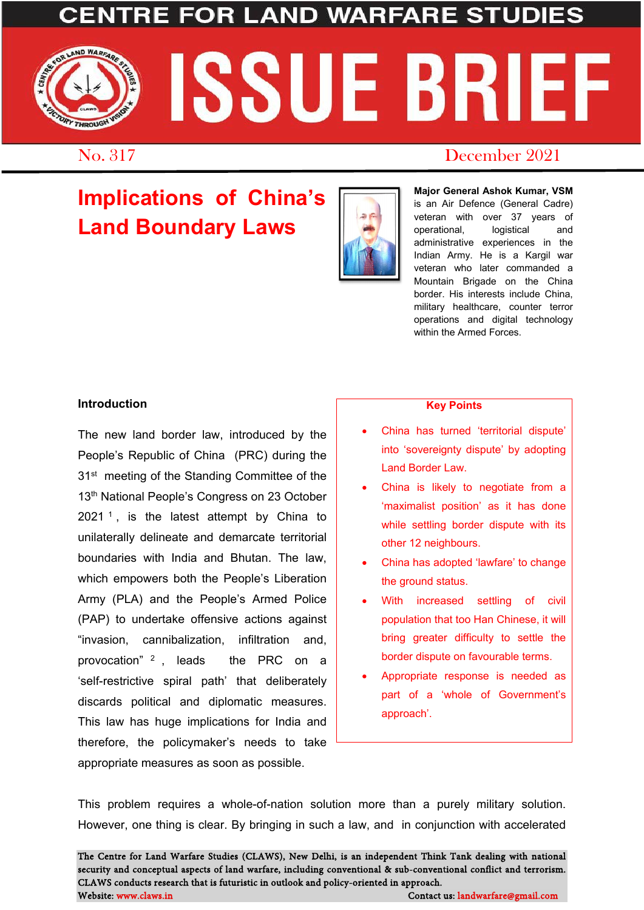# CENTRE FOR LAND WARFARE STUDIES

# ISSUE BRIEF

No. 317 December 2021

## Implications of China's Land Boundary Laws

**Major General Ashok Kumar, VSM** is an Air Defence (General Cadre) veteran with over 37 years of operational, logistical and administrative experiences in the Indian Army. He is a Kargil war veteran who later commanded a Mountain Brigade on the China border. His interests include China, military healthcare, counter terror operations and digital technology within the Armed Forces.

### Introduction

The new land border law, introduced by the People's Republic of China (PRC) during the 31st meeting of the Standing Committee of the 13th National People's Congress on 23 October 2021 [1], is the latest attempt by China to unilaterally delineate and demarcate territorial boundaries with India and Bhutan. The law, which empowers both the People's Liberation Army (PLA) and the People's Armed Police (PAP) to undertake offensive actions against "invasion, cannibalization, infiltration and, provocation" [2], leads the PRC on a 'self-restrictive spiral path' that deliberately discards political and diplomatic measures. This law has huge implications for India and therefore, the policymaker's needs to take appropriate measures as soon as possible.

**Key Points**

- China has turned 'territorial dispute' into 'sovereignty dispute' by adopting Land Border Law.
- China is likely to negotiate from a 'maximalist position' as it has done while settling border dispute with its other 12 neighbours.
- China has adopted 'lawfare' to change the ground status.
- With increased settling of civil population that too Han Chinese, it will bring greater difficulty to settle the border dispute on favourable terms.
- Appropriate response is needed as part of a 'whole of Government's approach'.

This problem requires a whole-of-nation solution more than a purely military solution. However, one thing is clear. By bringing in such a law, and in conjunction with accelerated

The Centre for Land Warfare Studies (CLAWS), New Delhi, is an independent Think Tank dealing with national security and conceptual aspects of land warfare, including conventional & sub-conventional conflict and terrorism. CLAWS conducts research that is futuristic in outlook and policy-oriented in approach.
Website: www.claws.in Contact us: landwarfare@gmail.com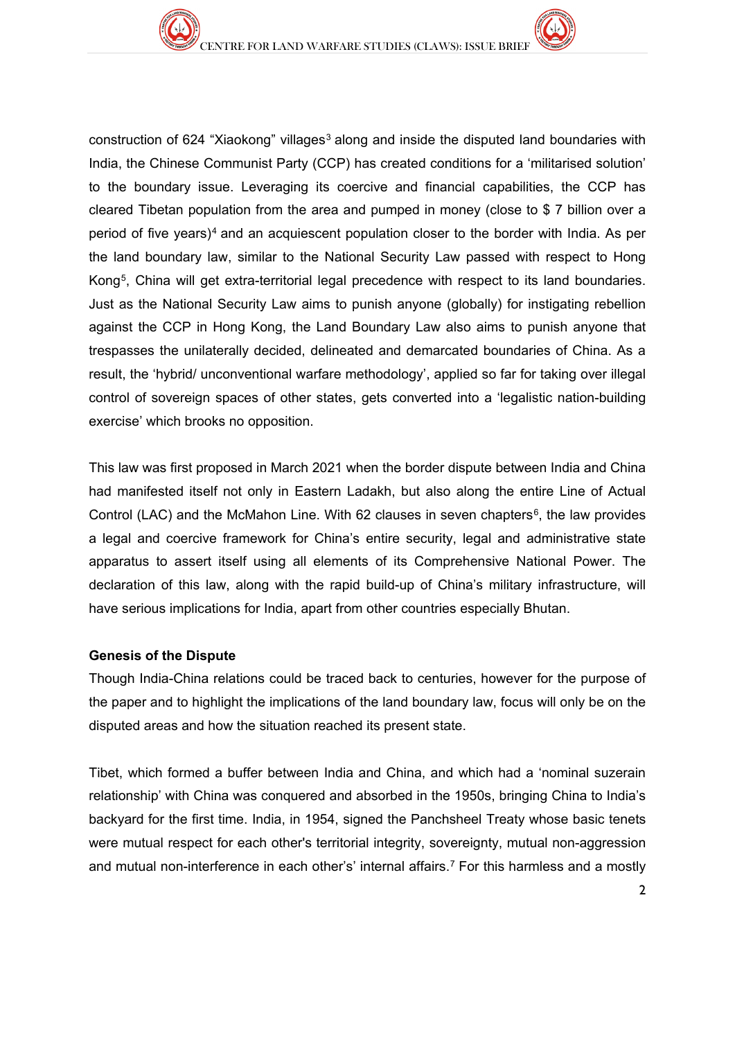construction of 624 “Xiaokong” villages[3] along and inside the disputed land boundaries with India, the Chinese Communist Party (CCP) has created conditions for a ‘militarised solution’ to the boundary issue. Leveraging its coercive and financial capabilities, the CCP has cleared Tibetan population from the area and pumped in money (close to $ 7 billion over a period of five years)[4] and an acquiescent population closer to the border with India. As per the land boundary law, similar to the National Security Law passed with respect to Hong Kong[5], China will get extra-territorial legal precedence with respect to its land boundaries. Just as the National Security Law aims to punish anyone (globally) for instigating rebellion against the CCP in Hong Kong, the Land Boundary Law also aims to punish anyone that trespasses the unilaterally decided, delineated and demarcated boundaries of China. As a result, the ‘hybrid/ unconventional warfare methodology’, applied so far for taking over illegal control of sovereign spaces of other states, gets converted into a ‘legalistic nation-building exercise’ which brooks no opposition.

This law was first proposed in March 2021 when the border dispute between India and China had manifested itself not only in Eastern Ladakh, but also along the entire Line of Actual Control (LAC) and the McMahon Line. With 62 clauses in seven chapters[6], the law provides a legal and coercive framework for China’s entire security, legal and administrative state apparatus to assert itself using all elements of its Comprehensive National Power. The declaration of this law, along with the rapid build-up of China’s military infrastructure, will have serious implications for India, apart from other countries especially Bhutan.

**Genesis of the Dispute**

Though India-China relations could be traced back to centuries, however for the purpose of the paper and to highlight the implications of the land boundary law, focus will only be on the disputed areas and how the situation reached its present state.

Tibet, which formed a buffer between India and China, and which had a ‘nominal suzerain relationship’ with China was conquered and absorbed in the 1950s, bringing China to India’s backyard for the first time. India, in 1954, signed the Panchsheel Treaty whose basic tenets were mutual respect for each other's territorial integrity, sovereignty, mutual non-aggression and mutual non-interference in each other’s’ internal affairs.[7] For this harmless and a mostly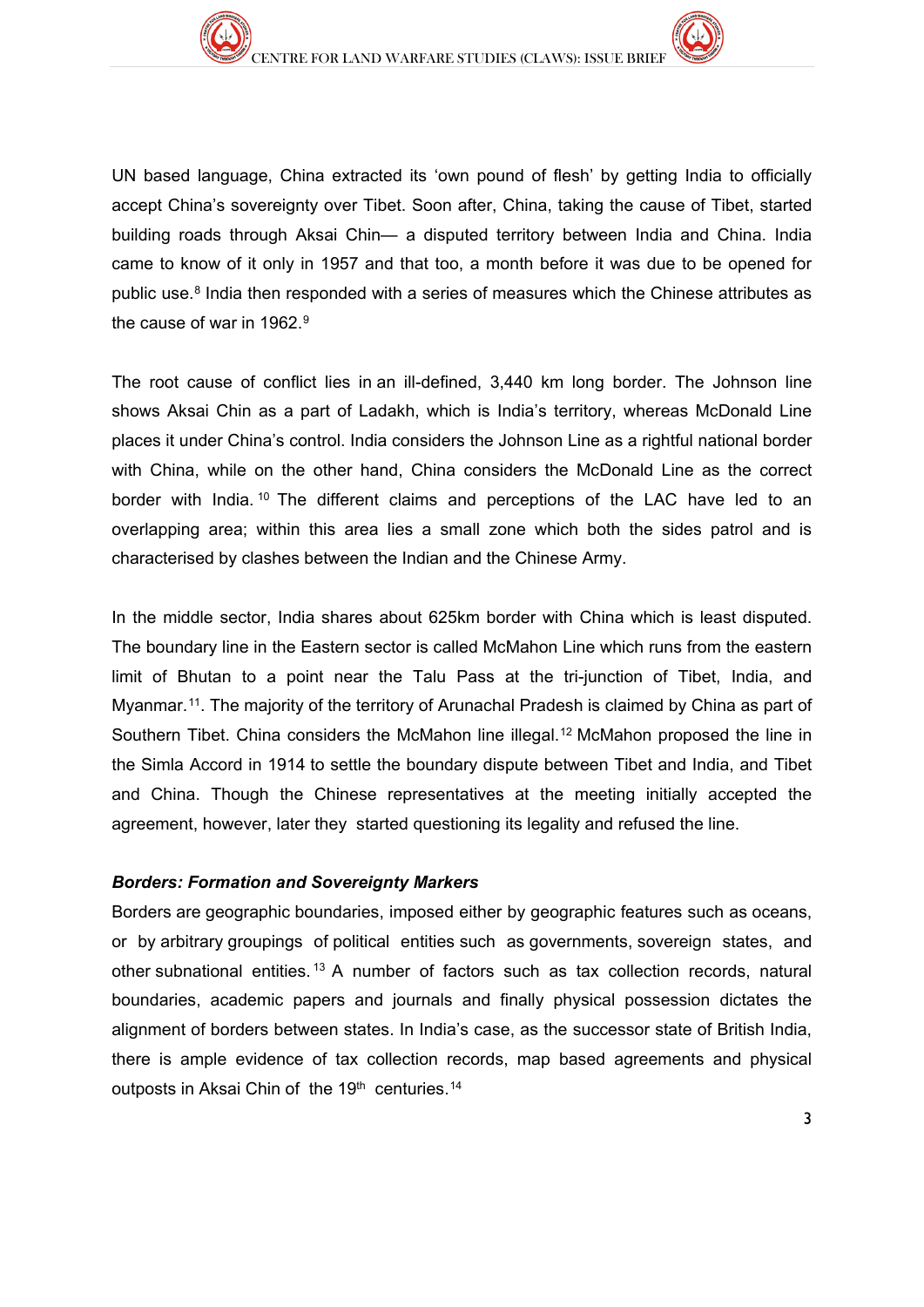UN based language, China extracted its 'own pound of flesh' by getting India to officially accept China's sovereignty over Tibet. Soon after, China, taking the cause of Tibet, started building roads through Aksai Chin— a disputed territory between India and China. India came to know of it only in 1957 and that too, a month before it was due to be opened for public use.[8] India then responded with a series of measures which the Chinese attributes as the cause of war in 1962.[9]

The root cause of conflict lies in an ill-defined, 3,440 km long border. The Johnson line shows Aksai Chin as a part of Ladakh, which is India's territory, whereas McDonald Line places it under China's control. India considers the Johnson Line as a rightful national border with China, while on the other hand, China considers the McDonald Line as the correct border with India.[10] The different claims and perceptions of the LAC have led to an overlapping area; within this area lies a small zone which both the sides patrol and is characterised by clashes between the Indian and the Chinese Army.

In the middle sector, India shares about 625km border with China which is least disputed. The boundary line in the Eastern sector is called McMahon Line which runs from the eastern limit of Bhutan to a point near the Talu Pass at the tri-junction of Tibet, India, and Myanmar.[11]. The majority of the territory of Arunachal Pradesh is claimed by China as part of Southern Tibet. China considers the McMahon line illegal.[12] McMahon proposed the line in the Simla Accord in 1914 to settle the boundary dispute between Tibet and India, and Tibet and China. Though the Chinese representatives at the meeting initially accepted the agreement, however, later they started questioning its legality and refused the line.

***Borders: Formation and Sovereignty Markers***

Borders are geographic boundaries, imposed either by geographic features such as oceans, or by arbitrary groupings of political entities such as governments, sovereign states, and other subnational entities.[13] A number of factors such as tax collection records, natural boundaries, academic papers and journals and finally physical possession dictates the alignment of borders between states. In India's case, as the successor state of British India, there is ample evidence of tax collection records, map based agreements and physical outposts in Aksai Chin of the 19th centuries.[14]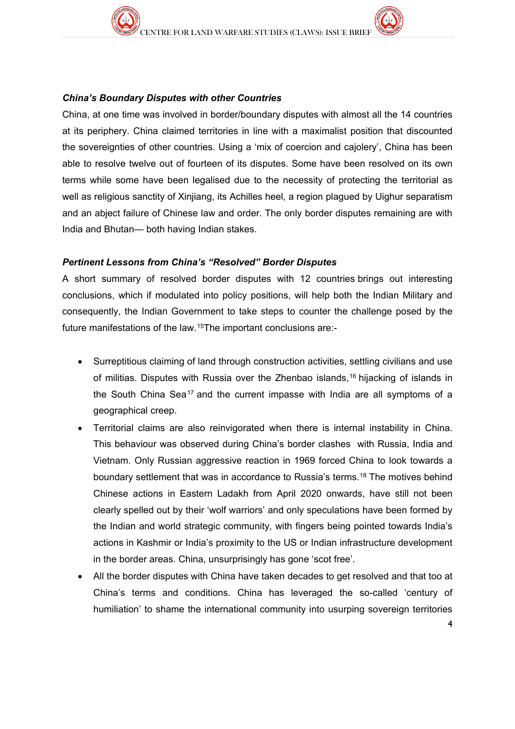### *China's Boundary Disputes with other Countries*

China, at one time was involved in border/boundary disputes with almost all the 14 countries at its periphery. China claimed territories in line with a maximalist position that discounted the sovereignties of other countries. Using a 'mix of coercion and cajolery', China has been able to resolve twelve out of fourteen of its disputes. Some have been resolved on its own terms while some have been legalised due to the necessity of protecting the territorial as well as religious sanctity of Xinjiang, its Achilles heel, a region plagued by Uighur separatism and an abject failure of Chinese law and order. The only border disputes remaining are with India and Bhutan— both having Indian stakes.

### *Pertinent Lessons from China's "Resolved" Border Disputes*

A short summary of resolved border disputes with 12 countries brings out interesting conclusions, which if modulated into policy positions, will help both the Indian Military and consequently, the Indian Government to take steps to counter the challenge posed by the future manifestations of the law.[15]The important conclusions are:-

- Surreptitious claiming of land through construction activities, settling civilians and use of militias. Disputes with Russia over the Zhenbao islands,[16] hijacking of islands in the South China Sea[17] and the current impasse with India are all symptoms of a geographical creep.
- Territorial claims are also reinvigorated when there is internal instability in China. This behaviour was observed during China's border clashes with Russia, India and Vietnam. Only Russian aggressive reaction in 1969 forced China to look towards a boundary settlement that was in accordance to Russia's terms.[18] The motives behind Chinese actions in Eastern Ladakh from April 2020 onwards, have still not been clearly spelled out by their 'wolf warriors' and only speculations have been formed by the Indian and world strategic community, with fingers being pointed towards India's actions in Kashmir or India's proximity to the US or Indian infrastructure development in the border areas. China, unsurprisingly has gone 'scot free'.
- All the border disputes with China have taken decades to get resolved and that too at China's terms and conditions. China has leveraged the so-called 'century of humiliation' to shame the international community into usurping sovereign territories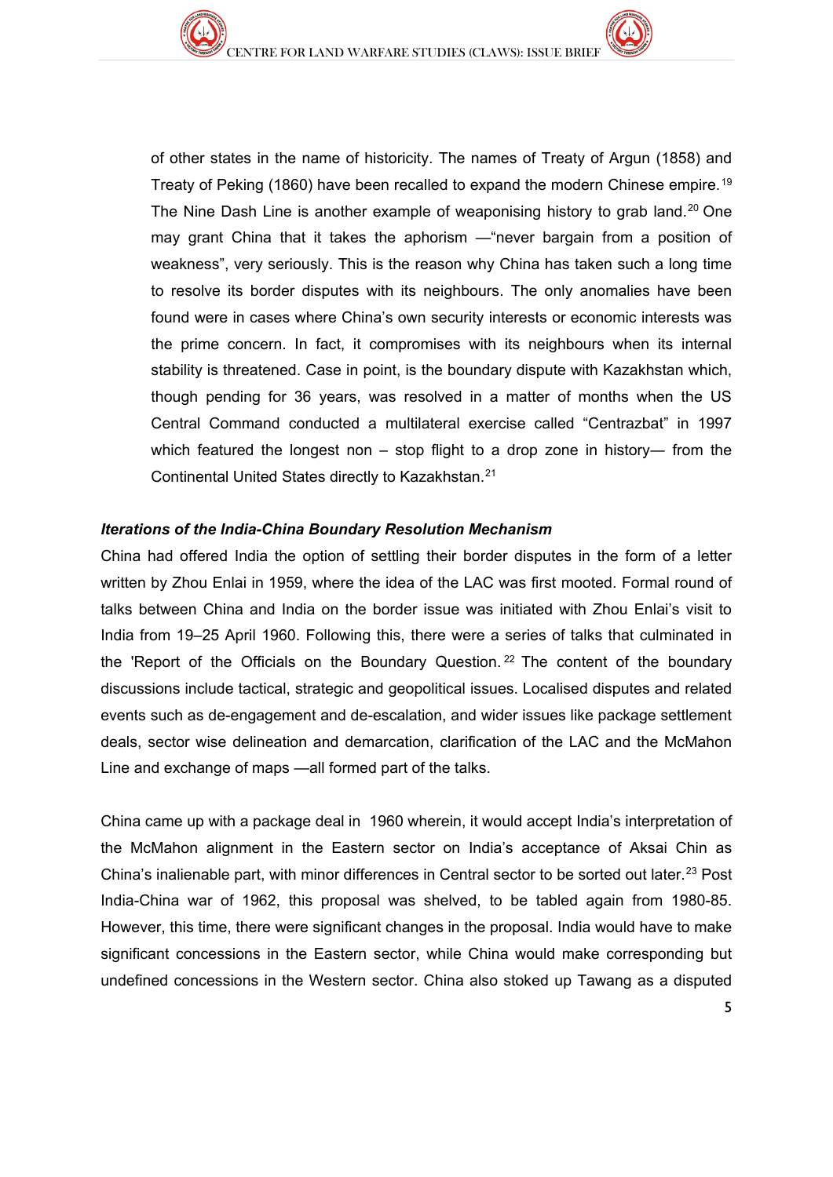of other states in the name of historicity. The names of Treaty of Argun (1858) and Treaty of Peking (1860) have been recalled to expand the modern Chinese empire.[19] The Nine Dash Line is another example of weaponising history to grab land.[20] One may grant China that it takes the aphorism —"never bargain from a position of weakness", very seriously. This is the reason why China has taken such a long time to resolve its border disputes with its neighbours. The only anomalies have been found were in cases where China's own security interests or economic interests was the prime concern. In fact, it compromises with its neighbours when its internal stability is threatened. Case in point, is the boundary dispute with Kazakhstan which, though pending for 36 years, was resolved in a matter of months when the US Central Command conducted a multilateral exercise called "Centrazbat" in 1997 which featured the longest non – stop flight to a drop zone in history— from the Continental United States directly to Kazakhstan.[21]

***Iterations of the India-China Boundary Resolution Mechanism***

China had offered India the option of settling their border disputes in the form of a letter written by Zhou Enlai in 1959, where the idea of the LAC was first mooted. Formal round of talks between China and India on the border issue was initiated with Zhou Enlai's visit to India from 19–25 April 1960. Following this, there were a series of talks that culminated in the 'Report of the Officials on the Boundary Question.[22] The content of the boundary discussions include tactical, strategic and geopolitical issues. Localised disputes and related events such as de-engagement and de-escalation, and wider issues like package settlement deals, sector wise delineation and demarcation, clarification of the LAC and the McMahon Line and exchange of maps —all formed part of the talks.

China came up with a package deal in 1960 wherein, it would accept India's interpretation of the McMahon alignment in the Eastern sector on India's acceptance of Aksai Chin as China's inalienable part, with minor differences in Central sector to be sorted out later.[23] Post India-China war of 1962, this proposal was shelved, to be tabled again from 1980-85. However, this time, there were significant changes in the proposal. India would have to make significant concessions in the Eastern sector, while China would make corresponding but undefined concessions in the Western sector. China also stoked up Tawang as a disputed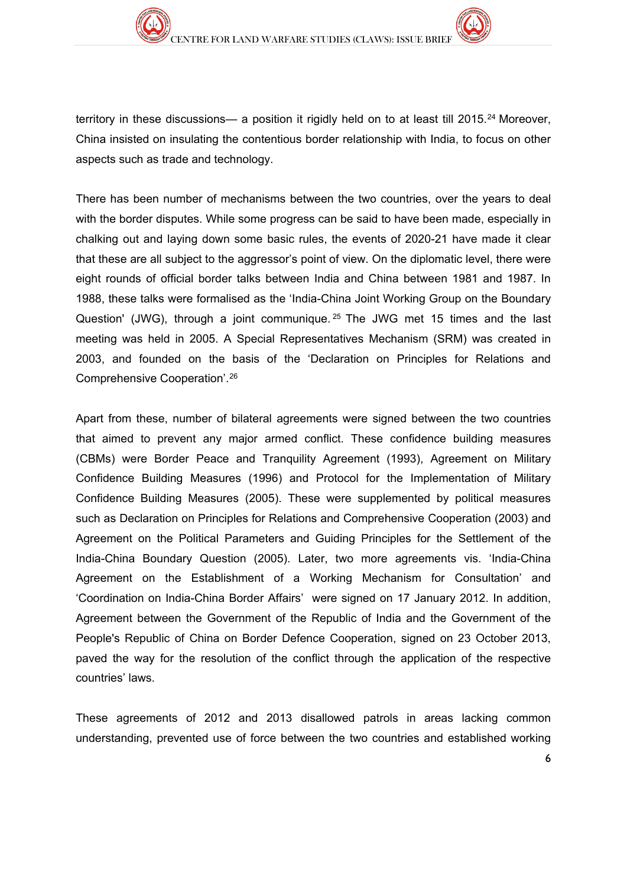territory in these discussions— a position it rigidly held on to at least till 2015.[24] Moreover, China insisted on insulating the contentious border relationship with India, to focus on other aspects such as trade and technology.

There has been number of mechanisms between the two countries, over the years to deal with the border disputes. While some progress can be said to have been made, especially in chalking out and laying down some basic rules, the events of 2020-21 have made it clear that these are all subject to the aggressor's point of view. On the diplomatic level, there were eight rounds of official border talks between India and China between 1981 and 1987. In 1988, these talks were formalised as the 'India-China Joint Working Group on the Boundary Question' (JWG), through a joint communique.[25] The JWG met 15 times and the last meeting was held in 2005. A Special Representatives Mechanism (SRM) was created in 2003, and founded on the basis of the 'Declaration on Principles for Relations and Comprehensive Cooperation'.[26]

Apart from these, number of bilateral agreements were signed between the two countries that aimed to prevent any major armed conflict. These confidence building measures (CBMs) were Border Peace and Tranquility Agreement (1993), Agreement on Military Confidence Building Measures (1996) and Protocol for the Implementation of Military Confidence Building Measures (2005). These were supplemented by political measures such as Declaration on Principles for Relations and Comprehensive Cooperation (2003) and Agreement on the Political Parameters and Guiding Principles for the Settlement of the India-China Boundary Question (2005). Later, two more agreements vis. 'India-China Agreement on the Establishment of a Working Mechanism for Consultation' and 'Coordination on India-China Border Affairs' were signed on 17 January 2012. In addition, Agreement between the Government of the Republic of India and the Government of the People's Republic of China on Border Defence Cooperation, signed on 23 October 2013, paved the way for the resolution of the conflict through the application of the respective countries' laws.

These agreements of 2012 and 2013 disallowed patrols in areas lacking common understanding, prevented use of force between the two countries and established working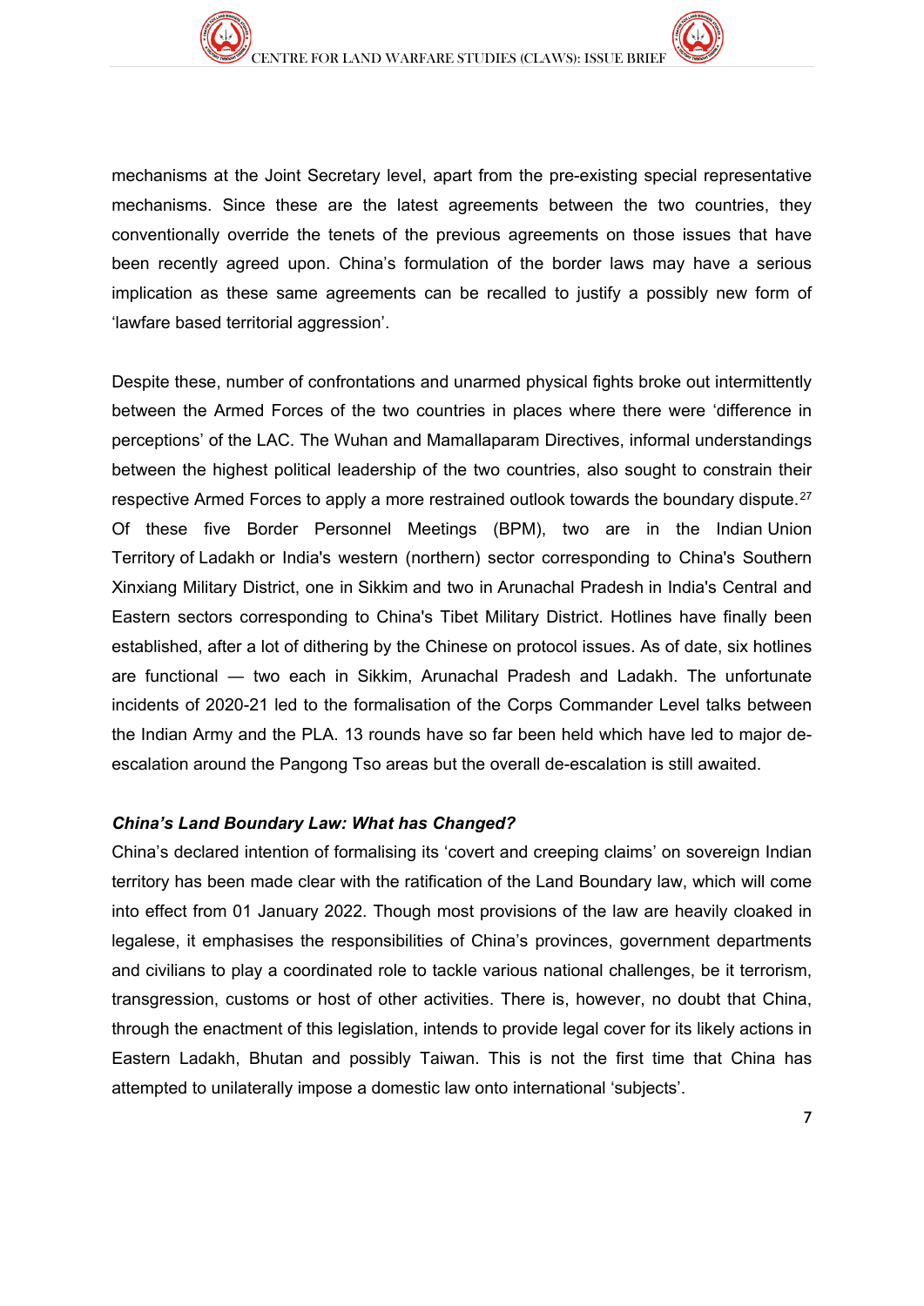mechanisms at the Joint Secretary level, apart from the pre-existing special representative mechanisms. Since these are the latest agreements between the two countries, they conventionally override the tenets of the previous agreements on those issues that have been recently agreed upon. China's formulation of the border laws may have a serious implication as these same agreements can be recalled to justify a possibly new form of 'lawfare based territorial aggression'.

Despite these, number of confrontations and unarmed physical fights broke out intermittently between the Armed Forces of the two countries in places where there were 'difference in perceptions' of the LAC. The Wuhan and Mamallaparam Directives, informal understandings between the highest political leadership of the two countries, also sought to constrain their respective Armed Forces to apply a more restrained outlook towards the boundary dispute.[27] Of these five Border Personnel Meetings (BPM), two are in the Indian Union Territory of Ladakh or India's western (northern) sector corresponding to China's Southern Xinxiang Military District, one in Sikkim and two in Arunachal Pradesh in India's Central and Eastern sectors corresponding to China's Tibet Military District. Hotlines have finally been established, after a lot of dithering by the Chinese on protocol issues. As of date, six hotlines are functional — two each in Sikkim, Arunachal Pradesh and Ladakh. The unfortunate incidents of 2020-21 led to the formalisation of the Corps Commander Level talks between the Indian Army and the PLA. 13 rounds have so far been held which have led to major de-escalation around the Pangong Tso areas but the overall de-escalation is still awaited.

***China's Land Boundary Law: What has Changed?***

China's declared intention of formalising its 'covert and creeping claims' on sovereign Indian territory has been made clear with the ratification of the Land Boundary law, which will come into effect from 01 January 2022. Though most provisions of the law are heavily cloaked in legalese, it emphasises the responsibilities of China's provinces, government departments and civilians to play a coordinated role to tackle various national challenges, be it terrorism, transgression, customs or host of other activities. There is, however, no doubt that China, through the enactment of this legislation, intends to provide legal cover for its likely actions in Eastern Ladakh, Bhutan and possibly Taiwan. This is not the first time that China has attempted to unilaterally impose a domestic law onto international 'subjects'.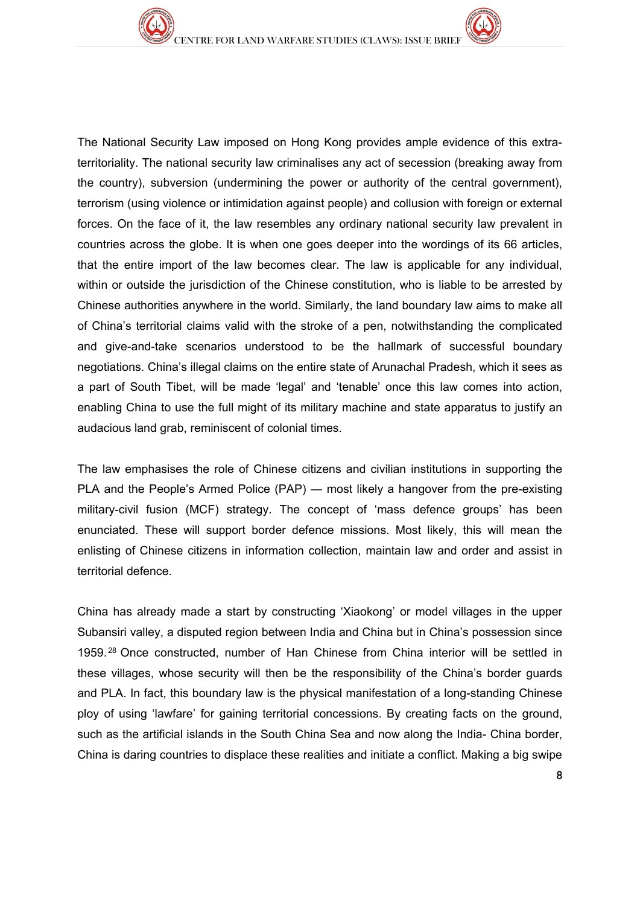The National Security Law imposed on Hong Kong provides ample evidence of this extra-territoriality. The national security law criminalises any act of secession (breaking away from the country), subversion (undermining the power or authority of the central government), terrorism (using violence or intimidation against people) and collusion with foreign or external forces. On the face of it, the law resembles any ordinary national security law prevalent in countries across the globe. It is when one goes deeper into the wordings of its 66 articles, that the entire import of the law becomes clear. The law is applicable for any individual, within or outside the jurisdiction of the Chinese constitution, who is liable to be arrested by Chinese authorities anywhere in the world. Similarly, the land boundary law aims to make all of China's territorial claims valid with the stroke of a pen, notwithstanding the complicated and give-and-take scenarios understood to be the hallmark of successful boundary negotiations. China's illegal claims on the entire state of Arunachal Pradesh, which it sees as a part of South Tibet, will be made 'legal' and 'tenable' once this law comes into action, enabling China to use the full might of its military machine and state apparatus to justify an audacious land grab, reminiscent of colonial times.

The law emphasises the role of Chinese citizens and civilian institutions in supporting the PLA and the People's Armed Police (PAP) — most likely a hangover from the pre-existing military-civil fusion (MCF) strategy. The concept of 'mass defence groups' has been enunciated. These will support border defence missions. Most likely, this will mean the enlisting of Chinese citizens in information collection, maintain law and order and assist in territorial defence.

China has already made a start by constructing 'Xiaokong' or model villages in the upper Subansiri valley, a disputed region between India and China but in China's possession since 1959.[28] Once constructed, number of Han Chinese from China interior will be settled in these villages, whose security will then be the responsibility of the China's border guards and PLA. In fact, this boundary law is the physical manifestation of a long-standing Chinese ploy of using 'lawfare' for gaining territorial concessions. By creating facts on the ground, such as the artificial islands in the South China Sea and now along the India- China border, China is daring countries to displace these realities and initiate a conflict. Making a big swipe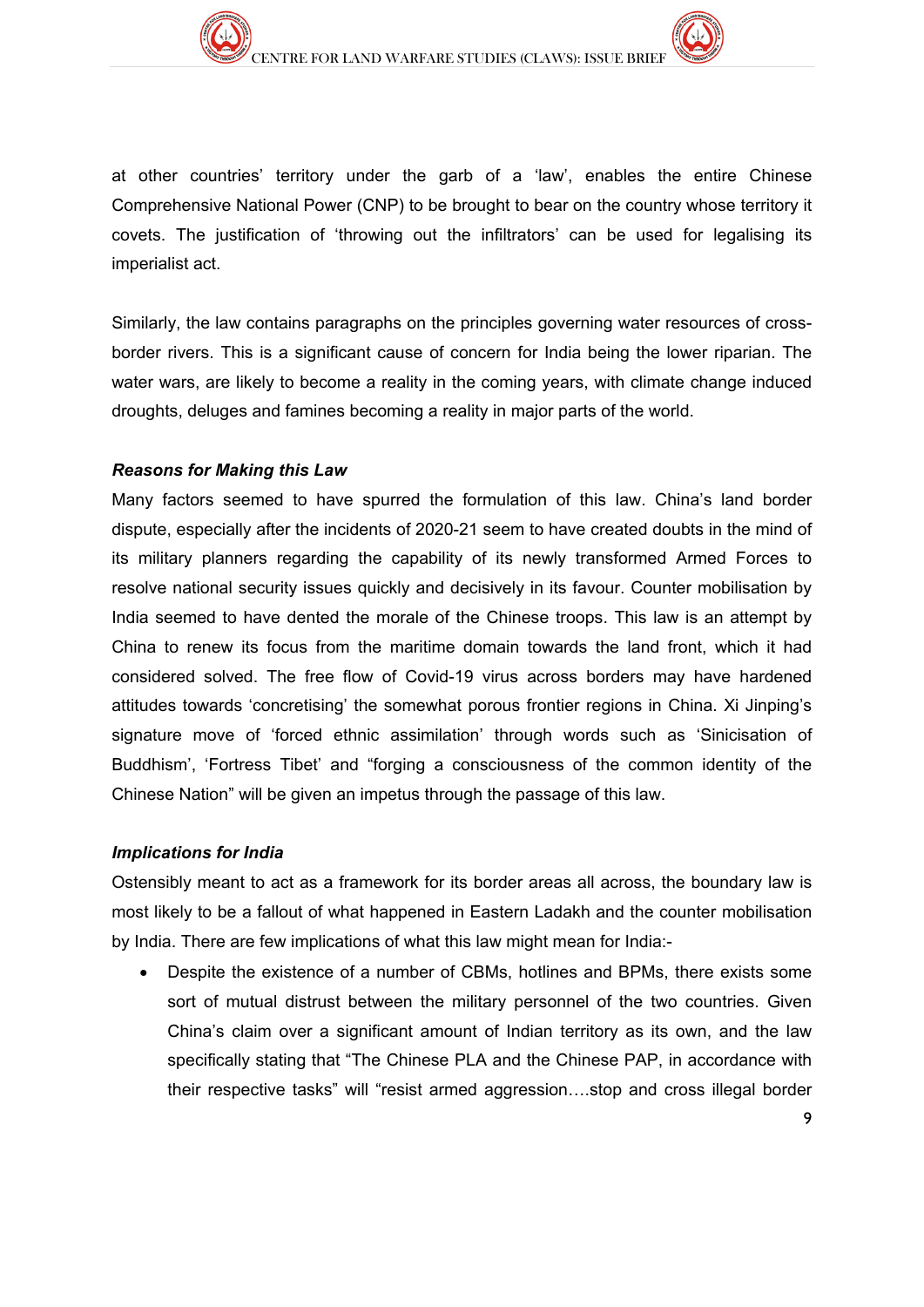at other countries' territory under the garb of a 'law', enables the entire Chinese Comprehensive National Power (CNP) to be brought to bear on the country whose territory it covets. The justification of 'throwing out the infiltrators' can be used for legalising its imperialist act.

Similarly, the law contains paragraphs on the principles governing water resources of cross-border rivers. This is a significant cause of concern for India being the lower riparian. The water wars, are likely to become a reality in the coming years, with climate change induced droughts, deluges and famines becoming a reality in major parts of the world.

***Reasons for Making this Law***

Many factors seemed to have spurred the formulation of this law. China's land border dispute, especially after the incidents of 2020-21 seem to have created doubts in the mind of its military planners regarding the capability of its newly transformed Armed Forces to resolve national security issues quickly and decisively in its favour. Counter mobilisation by India seemed to have dented the morale of the Chinese troops. This law is an attempt by China to renew its focus from the maritime domain towards the land front, which it had considered solved. The free flow of Covid-19 virus across borders may have hardened attitudes towards 'concretising' the somewhat porous frontier regions in China. Xi Jinping's signature move of 'forced ethnic assimilation' through words such as 'Sinicisation of Buddhism', 'Fortress Tibet' and "forging a consciousness of the common identity of the Chinese Nation" will be given an impetus through the passage of this law.

***Implications for India***

Ostensibly meant to act as a framework for its border areas all across, the boundary law is most likely to be a fallout of what happened in Eastern Ladakh and the counter mobilisation by India. There are few implications of what this law might mean for India:-

- Despite the existence of a number of CBMs, hotlines and BPMs, there exists some sort of mutual distrust between the military personnel of the two countries. Given China's claim over a significant amount of Indian territory as its own, and the law specifically stating that "The Chinese PLA and the Chinese PAP, in accordance with their respective tasks" will "resist armed aggression….stop and cross illegal border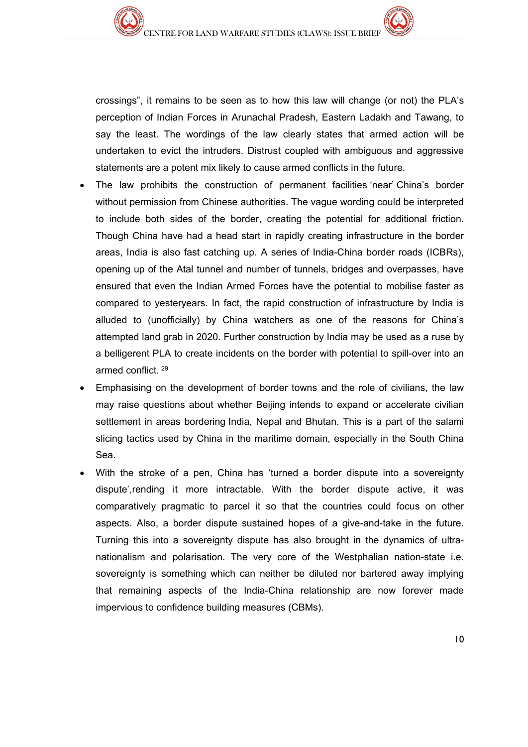crossings", it remains to be seen as to how this law will change (or not) the PLA's perception of Indian Forces in Arunachal Pradesh, Eastern Ladakh and Tawang, to say the least. The wordings of the law clearly states that armed action will be undertaken to evict the intruders. Distrust coupled with ambiguous and aggressive statements are a potent mix likely to cause armed conflicts in the future.

- The law prohibits the construction of permanent facilities 'near' China's border without permission from Chinese authorities. The vague wording could be interpreted to include both sides of the border, creating the potential for additional friction. Though China have had a head start in rapidly creating infrastructure in the border areas, India is also fast catching up. A series of India-China border roads (ICBRs), opening up of the Atal tunnel and number of tunnels, bridges and overpasses, have ensured that even the Indian Armed Forces have the potential to mobilise faster as compared to yesteryears. In fact, the rapid construction of infrastructure by India is alluded to (unofficially) by China watchers as one of the reasons for China's attempted land grab in 2020. Further construction by India may be used as a ruse by a belligerent PLA to create incidents on the border with potential to spill-over into an armed conflict. [29]
- Emphasising on the development of border towns and the role of civilians, the law may raise questions about whether Beijing intends to expand or accelerate civilian settlement in areas bordering India, Nepal and Bhutan. This is a part of the salami slicing tactics used by China in the maritime domain, especially in the South China Sea.
- With the stroke of a pen, China has 'turned a border dispute into a sovereignty dispute',rending it more intractable. With the border dispute active, it was comparatively pragmatic to parcel it so that the countries could focus on other aspects. Also, a border dispute sustained hopes of a give-and-take in the future. Turning this into a sovereignty dispute has also brought in the dynamics of ultra-nationalism and polarisation. The very core of the Westphalian nation-state i.e. sovereignty is something which can neither be diluted nor bartered away implying that remaining aspects of the India-China relationship are now forever made impervious to confidence building measures (CBMs).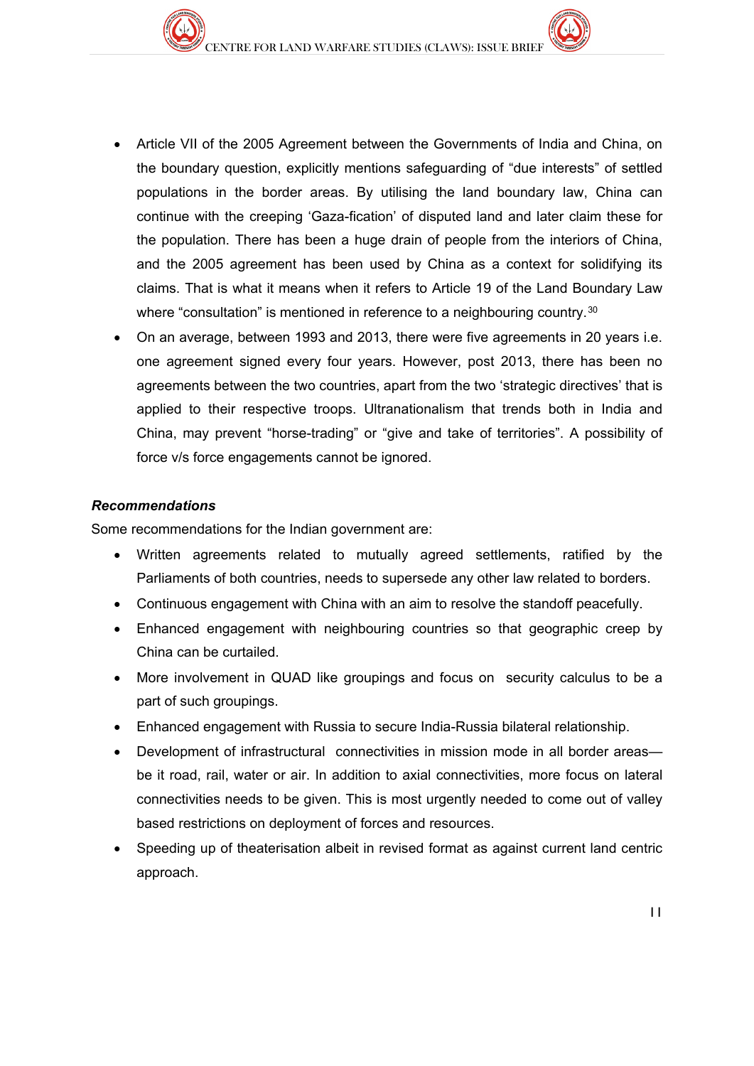- Article VII of the 2005 Agreement between the Governments of India and China, on the boundary question, explicitly mentions safeguarding of "due interests" of settled populations in the border areas. By utilising the land boundary law, China can continue with the creeping 'Gaza-fication' of disputed land and later claim these for the population. There has been a huge drain of people from the interiors of China, and the 2005 agreement has been used by China as a context for solidifying its claims. That is what it means when it refers to Article 19 of the Land Boundary Law where "consultation" is mentioned in reference to a neighbouring country.[30]
- On an average, between 1993 and 2013, there were five agreements in 20 years i.e. one agreement signed every four years. However, post 2013, there has been no agreements between the two countries, apart from the two 'strategic directives' that is applied to their respective troops. Ultranationalism that trends both in India and China, may prevent "horse-trading" or "give and take of territories". A possibility of force v/s force engagements cannot be ignored.

***Recommendations***

Some recommendations for the Indian government are:

- Written agreements related to mutually agreed settlements, ratified by the Parliaments of both countries, needs to supersede any other law related to borders.
- Continuous engagement with China with an aim to resolve the standoff peacefully.
- Enhanced engagement with neighbouring countries so that geographic creep by China can be curtailed.
- More involvement in QUAD like groupings and focus on security calculus to be a part of such groupings.
- Enhanced engagement with Russia to secure India-Russia bilateral relationship.
- Development of infrastructural connectivities in mission mode in all border areas—be it road, rail, water or air. In addition to axial connectivities, more focus on lateral connectivities needs to be given. This is most urgently needed to come out of valley based restrictions on deployment of forces and resources.
- Speeding up of theaterisation albeit in revised format as against current land centric approach.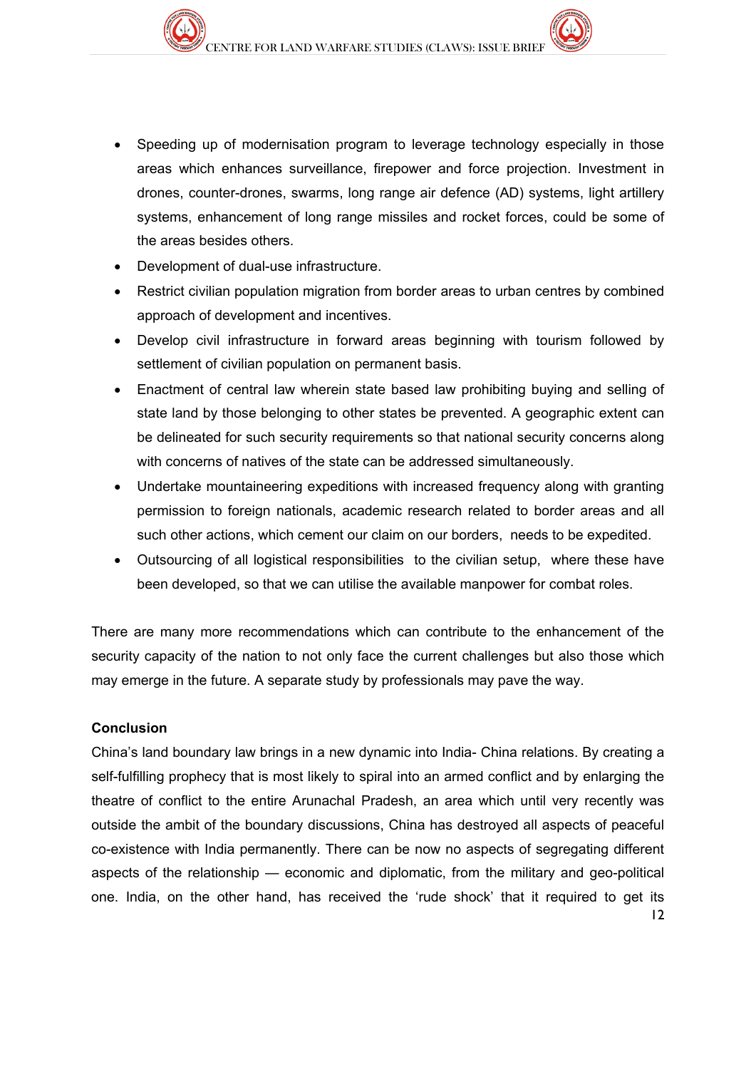- Speeding up of modernisation program to leverage technology especially in those areas which enhances surveillance, firepower and force projection. Investment in drones, counter-drones, swarms, long range air defence (AD) systems, light artillery systems, enhancement of long range missiles and rocket forces, could be some of the areas besides others.
- Development of dual-use infrastructure.
- Restrict civilian population migration from border areas to urban centres by combined approach of development and incentives.
- Develop civil infrastructure in forward areas beginning with tourism followed by settlement of civilian population on permanent basis.
- Enactment of central law wherein state based law prohibiting buying and selling of state land by those belonging to other states be prevented. A geographic extent can be delineated for such security requirements so that national security concerns along with concerns of natives of the state can be addressed simultaneously.
- Undertake mountaineering expeditions with increased frequency along with granting permission to foreign nationals, academic research related to border areas and all such other actions, which cement our claim on our borders, needs to be expedited.
- Outsourcing of all logistical responsibilities to the civilian setup, where these have been developed, so that we can utilise the available manpower for combat roles.

There are many more recommendations which can contribute to the enhancement of the security capacity of the nation to not only face the current challenges but also those which may emerge in the future. A separate study by professionals may pave the way.

**Conclusion**

China's land boundary law brings in a new dynamic into India- China relations. By creating a self-fulfilling prophecy that is most likely to spiral into an armed conflict and by enlarging the theatre of conflict to the entire Arunachal Pradesh, an area which until very recently was outside the ambit of the boundary discussions, China has destroyed all aspects of peaceful co-existence with India permanently. There can be now no aspects of segregating different aspects of the relationship — economic and diplomatic, from the military and geo-political one. India, on the other hand, has received the 'rude shock' that it required to get its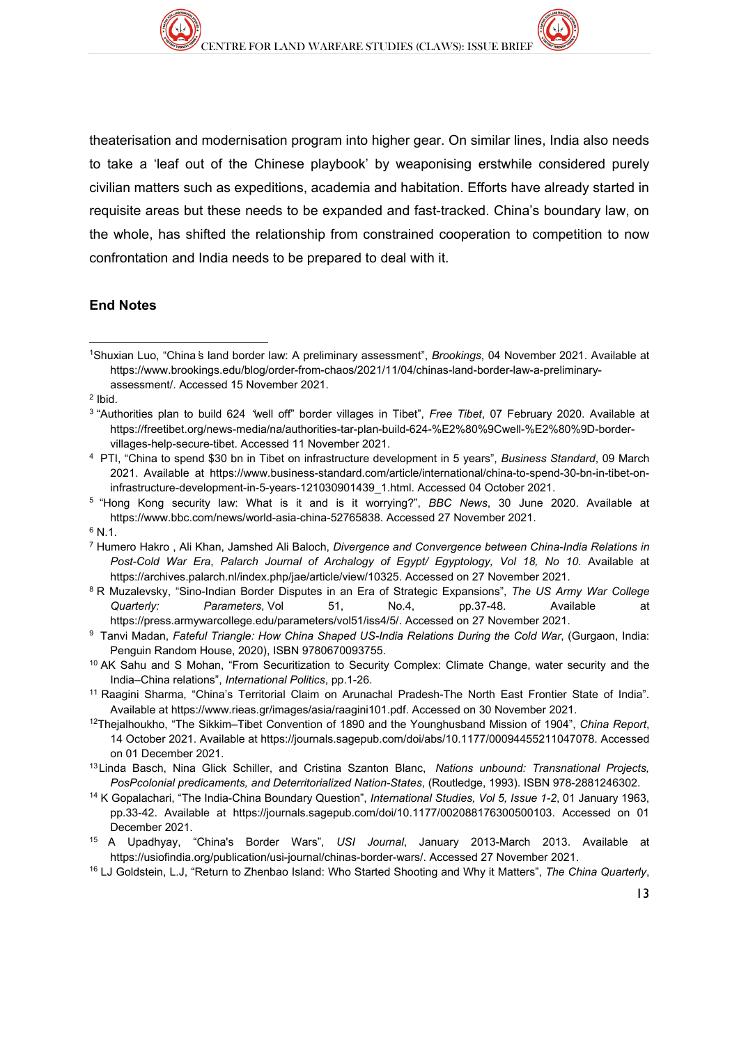theaterisation and modernisation program into higher gear. On similar lines, India also needs to take a 'leaf out of the Chinese playbook' by weaponising erstwhile considered purely civilian matters such as expeditions, academia and habitation. Efforts have already started in requisite areas but these needs to be expanded and fast-tracked. China's boundary law, on the whole, has shifted the relationship from constrained cooperation to competition to now confrontation and India needs to be prepared to deal with it.

**End Notes**

[1] Shuxian Luo, "China's land border law: A preliminary assessment", *Brookings*, 04 November 2021. Available at https://www.brookings.edu/blog/order-from-chaos/2021/11/04/chinas-land-border-law-a-preliminary-assessment/. Accessed 15 November 2021.

[2] Ibid.

[3] "Authorities plan to build 624 'well off" border villages in Tibet", *Free Tibet*, 07 February 2020. Available at https://freetibet.org/news-media/na/authorities-tar-plan-build-624-%E2%80%9Cwell-off-%E2%80%9D-border-villages-help-secure-tibet. Accessed 11 November 2021.

[4] PTI, "China to spend $30 bn in Tibet on infrastructure development in 5 years", *Business Standard*, 09 March 2021. Available at https://www.business-standard.com/article/international/china-to-spend-30-bn-in-tibet-on-infrastructure-development-in-5-years-121030901439_1.html. Accessed 04 October 2021.

[5] "Hong Kong security law: What is it and is it worrying?", *BBC News*, 30 June 2020. Available at https://www.bbc.com/news/world-asia-china-52765838. Accessed 27 November 2021.

[6] N.1.

[7] Humero Hakro , Ali Khan, Jamshed Ali Baloch, *Divergence and Convergence between China-India Relations in Post-Cold War Era*, *Palarch Journal of Archalogy of Egypt/ Egyptology, Vol 18, No 10*. Available at https://archives.palarch.nl/index.php/jae/article/view/10325. Accessed on 27 November 2021.

[8] R Muzalevsky, "Sino-Indian Border Disputes in an Era of Strategic Expansions", *The US Army War College Quarterly: Parameters*, Vol 51, No.4, pp.37-48. Available at https://press.armywarcollege.edu/parameters/vol51/iss4/5/. Accessed on 27 November 2021.

[9] Tanvi Madan, *Fateful Triangle: How China Shaped US-India Relations During the Cold War*, (Gurgaon, India: Penguin Random House, 2020), ISBN 9780670093755.

[10] AK Sahu and S Mohan, "From Securitization to Security Complex: Climate Change, water security and the India–China relations", *International Politics*, pp.1-26.

[11] Raagini Sharma, "China's Territorial Claim on Arunachal Pradesh-The North East Frontier State of India". Available at https://www.rieas.gr/images/asia/raagini101.pdf. Accessed on 30 November 2021.

[12] Thejalhoukho, "The Sikkim–Tibet Convention of 1890 and the Younghusband Mission of 1904", *China Report*, 14 October 2021. Available at https://journals.sagepub.com/doi/abs/10.1177/00094455211047078. Accessed on 01 December 2021.

[13] Linda Basch, Nina Glick Schiller, and Cristina Szanton Blanc, *Nations unbound: Transnational Projects, PosPcolonial predicaments, and Deterritorialized Nation-States*, (Routledge, 1993). ISBN 978-2881246302.

[14] K Gopalachari, "The India-China Boundary Question", *International Studies, Vol 5, Issue 1-2*, 01 January 1963, pp.33-42. Available at https://journals.sagepub.com/doi/10.1177/002088176300500103. Accessed on 01 December 2021.

[15] A Upadhyay, "China's Border Wars", *USI Journal*, January 2013-March 2013. Available at https://usiofindia.org/publication/usi-journal/chinas-border-wars/. Accessed 27 November 2021.

[16] LJ Goldstein, L.J, "Return to Zhenbao Island: Who Started Shooting and Why it Matters", *The China Quarterly*,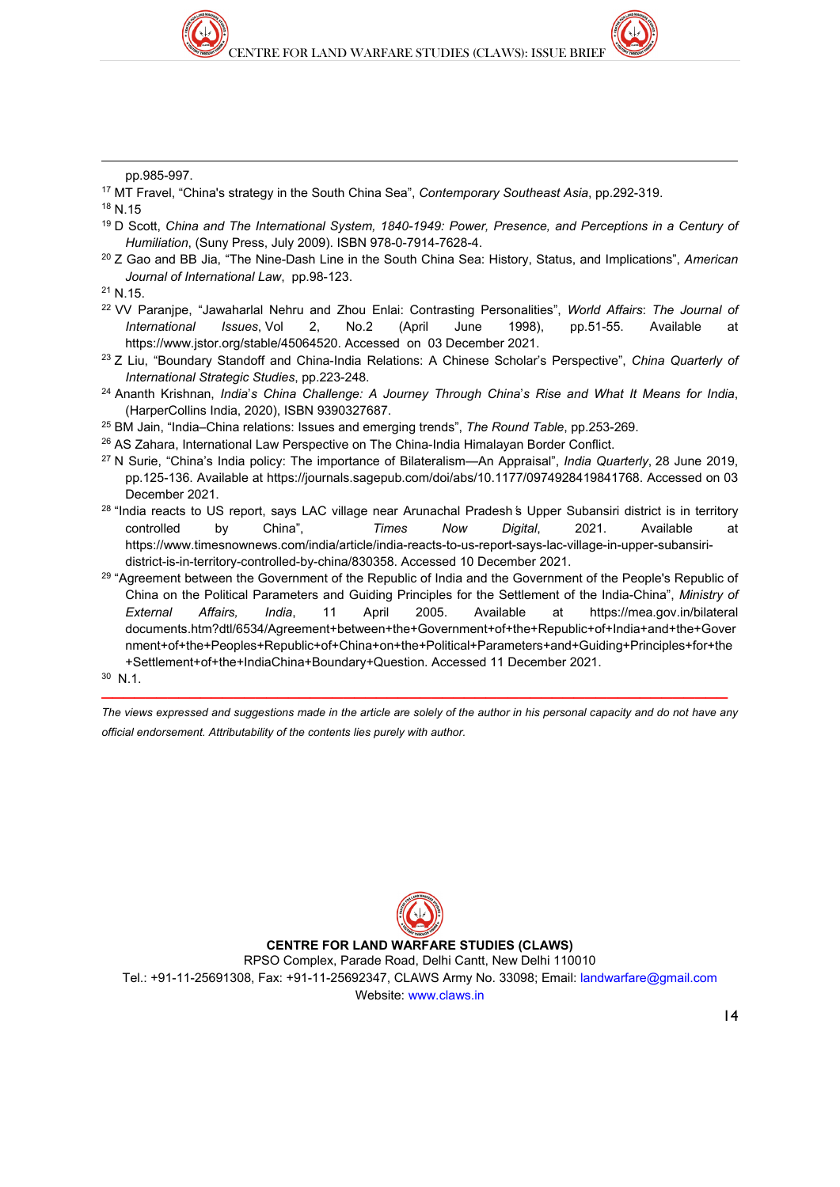pp.985-997.

[17] MT Fravel, "China's strategy in the South China Sea", *Contemporary Southeast Asia*, pp.292-319.

[18] N.15

[19] D Scott, *China and The International System, 1840-1949: Power, Presence, and Perceptions in a Century of Humiliation*, (Suny Press, July 2009). ISBN 978-0-7914-7628-4.

[20] Z Gao and BB Jia, "The Nine-Dash Line in the South China Sea: History, Status, and Implications", *American Journal of International Law*, pp.98-123.

[21] N.15.

[22] VV Paranjpe, "Jawaharlal Nehru and Zhou Enlai: Contrasting Personalities", *World Affairs*: *The Journal of International Issues*, Vol 2, No.2 (April June 1998), pp.51-55. Available at https://www.jstor.org/stable/45064520. Accessed on 03 December 2021.

[23] Z Liu, "Boundary Standoff and China-India Relations: A Chinese Scholar's Perspective", *China Quarterly of International Strategic Studies*, pp.223-248.

[24] Ananth Krishnan, *India's China Challenge: A Journey Through China's Rise and What It Means for India*, (HarperCollins India, 2020), ISBN 9390327687.

[25] BM Jain, "India–China relations: Issues and emerging trends", *The Round Table*, pp.253-269.

[26] AS Zahara, International Law Perspective on The China-India Himalayan Border Conflict.

[27] N Surie, "China's India policy: The importance of Bilateralism—An Appraisal", *India Quarterly*, 28 June 2019, pp.125-136. Available at https://journals.sagepub.com/doi/abs/10.1177/0974928419841768. Accessed on 03 December 2021.

[28] "India reacts to US report, says LAC village near Arunachal Pradesh's Upper Subansiri district is in territory controlled by China", *Times Now Digital*, 2021. Available at https://www.timesnownews.com/india/article/india-reacts-to-us-report-says-lac-village-in-upper-subansiri-district-is-in-territory-controlled-by-china/830358. Accessed 10 December 2021.

[29] "Agreement between the Government of the Republic of India and the Government of the People's Republic of China on the Political Parameters and Guiding Principles for the Settlement of the India-China", *Ministry of External Affairs, India*, 11 April 2005. Available at https://mea.gov.in/bilateral documents.htm?dtl/6534/Agreement+between+the+Government+of+the+Republic+of+India+and+the+Government+of+the+Peoples+Republic+of+China+on+the+Political+Parameters+and+Guiding+Principles+for+the+Settlement+of+the+IndiaChina+Boundary+Question. Accessed 11 December 2021.

[30] N.1.

---

*The views expressed and suggestions made in the article are solely of the author in his personal capacity and do not have any official endorsement. Attributability of the contents lies purely with author.*

**CENTRE FOR LAND WARFARE STUDIES (CLAWS)**
RPSO Complex, Parade Road, Delhi Cantt, New Delhi 110010
Tel.: +91-11-25691308, Fax: +91-11-25692347, CLAWS Army No. 33098; Email: landwarfare@gmail.com
Website: www.claws.in